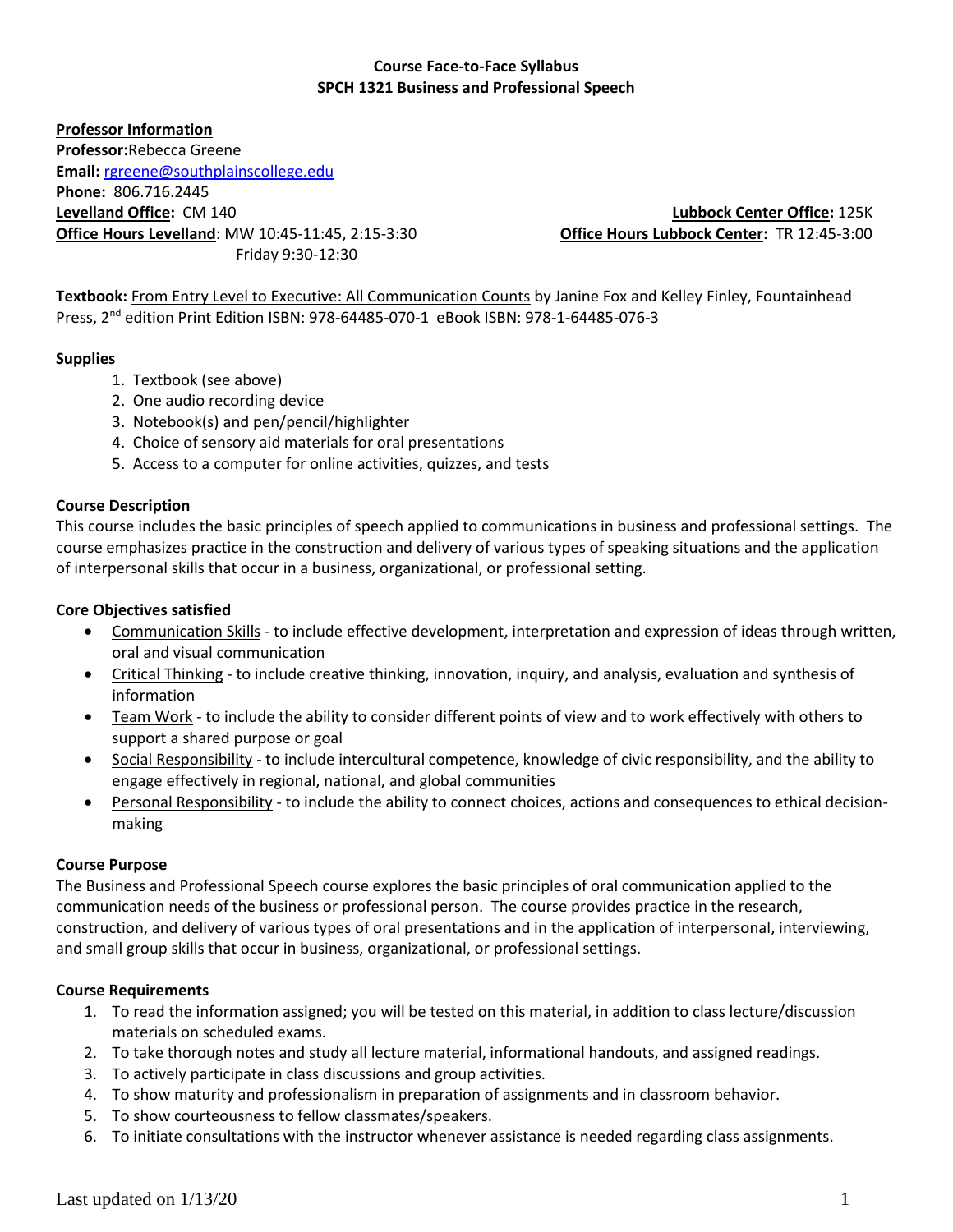**Course Face-to-Face Syllabus**
**SPCH 1321 Business and Professional Speech**

**Professor Information**
**Professor:** Rebecca Greene
**Email:** rgreene@southplainscollege.edu
**Phone:** 806.716.2445
**Levelland Office:** CM 140
**Office Hours Levelland**: MW 10:45-11:45, 2:15-3:30
Friday 9:30-12:30
**Lubbock Center Office:** 125K
**Office Hours Lubbock Center:** TR 12:45-3:00

**Textbook:** From Entry Level to Executive: All Communication Counts by Janine Fox and Kelley Finley, Fountainhead Press, 2nd edition Print Edition ISBN: 978-64485-070-1 eBook ISBN: 978-1-64485-076-3

### Supplies

1. Textbook (see above)
2. One audio recording device
3. Notebook(s) and pen/pencil/highlighter
4. Choice of sensory aid materials for oral presentations
5. Access to a computer for online activities, quizzes, and tests

### Course Description

This course includes the basic principles of speech applied to communications in business and professional settings. The course emphasizes practice in the construction and delivery of various types of speaking situations and the application of interpersonal skills that occur in a business, organizational, or professional setting.

### Core Objectives satisfied

- Communication Skills - to include effective development, interpretation and expression of ideas through written, oral and visual communication
- Critical Thinking - to include creative thinking, innovation, inquiry, and analysis, evaluation and synthesis of information
- Team Work - to include the ability to consider different points of view and to work effectively with others to support a shared purpose or goal
- Social Responsibility - to include intercultural competence, knowledge of civic responsibility, and the ability to engage effectively in regional, national, and global communities
- Personal Responsibility - to include the ability to connect choices, actions and consequences to ethical decision-making

### Course Purpose

The Business and Professional Speech course explores the basic principles of oral communication applied to the communication needs of the business or professional person. The course provides practice in the research, construction, and delivery of various types of oral presentations and in the application of interpersonal, interviewing, and small group skills that occur in business, organizational, or professional settings.

### Course Requirements

1. To read the information assigned; you will be tested on this material, in addition to class lecture/discussion materials on scheduled exams.
2. To take thorough notes and study all lecture material, informational handouts, and assigned readings.
3. To actively participate in class discussions and group activities.
4. To show maturity and professionalism in preparation of assignments and in classroom behavior.
5. To show courteousness to fellow classmates/speakers.
6. To initiate consultations with the instructor whenever assistance is needed regarding class assignments.

Last updated on 1/13/20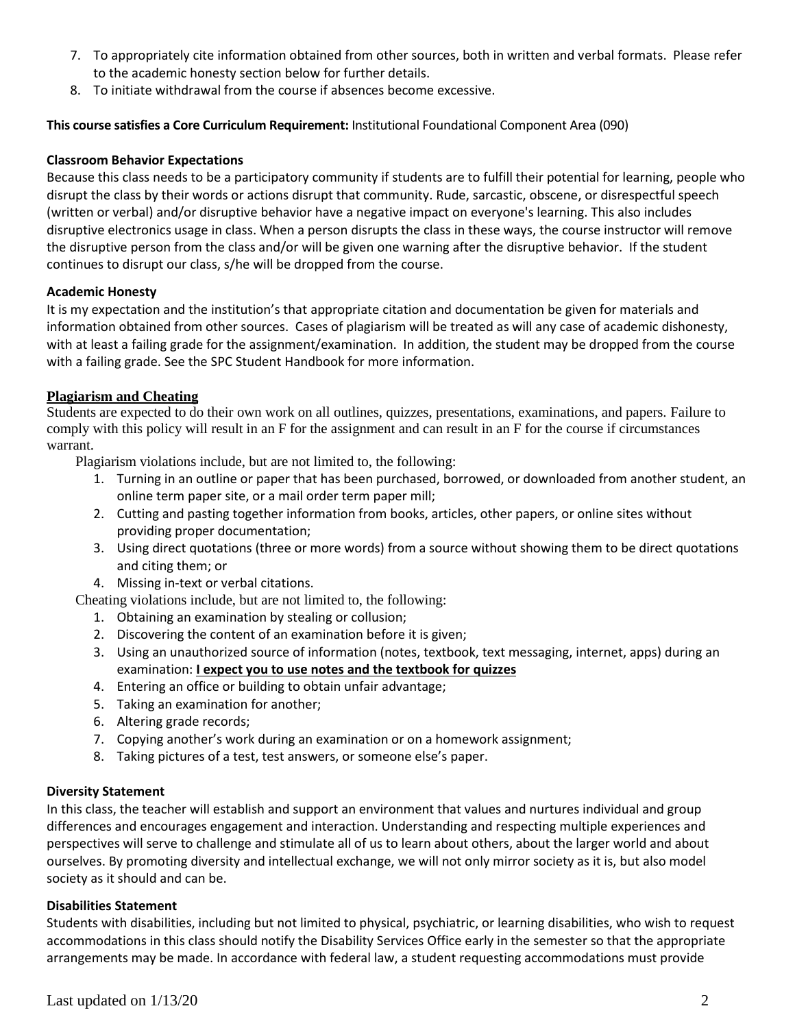7. To appropriately cite information obtained from other sources, both in written and verbal formats. Please refer to the academic honesty section below for further details.
8. To initiate withdrawal from the course if absences become excessive.

**This course satisfies a Core Curriculum Requirement:** Institutional Foundational Component Area (090)

**Classroom Behavior Expectations**

Because this class needs to be a participatory community if students are to fulfill their potential for learning, people who disrupt the class by their words or actions disrupt that community. Rude, sarcastic, obscene, or disrespectful speech (written or verbal) and/or disruptive behavior have a negative impact on everyone's learning. This also includes disruptive electronics usage in class. When a person disrupts the class in these ways, the course instructor will remove the disruptive person from the class and/or will be given one warning after the disruptive behavior. If the student continues to disrupt our class, s/he will be dropped from the course.

**Academic Honesty**

It is my expectation and the institution's that appropriate citation and documentation be given for materials and information obtained from other sources. Cases of plagiarism will be treated as will any case of academic dishonesty, with at least a failing grade for the assignment/examination. In addition, the student may be dropped from the course with a failing grade. See the SPC Student Handbook for more information.

**Plagiarism and Cheating**

Students are expected to do their own work on all outlines, quizzes, presentations, examinations, and papers. Failure to comply with this policy will result in an F for the assignment and can result in an F for the course if circumstances warrant.

Plagiarism violations include, but are not limited to, the following:

1. Turning in an outline or paper that has been purchased, borrowed, or downloaded from another student, an online term paper site, or a mail order term paper mill;
2. Cutting and pasting together information from books, articles, other papers, or online sites without providing proper documentation;
3. Using direct quotations (three or more words) from a source without showing them to be direct quotations and citing them; or
4. Missing in-text or verbal citations.

Cheating violations include, but are not limited to, the following:

1. Obtaining an examination by stealing or collusion;
2. Discovering the content of an examination before it is given;
3. Using an unauthorized source of information (notes, textbook, text messaging, internet, apps) during an examination: **I expect you to use notes and the textbook for quizzes**
4. Entering an office or building to obtain unfair advantage;
5. Taking an examination for another;
6. Altering grade records;
7. Copying another's work during an examination or on a homework assignment;
8. Taking pictures of a test, test answers, or someone else's paper.

**Diversity Statement**

In this class, the teacher will establish and support an environment that values and nurtures individual and group differences and encourages engagement and interaction. Understanding and respecting multiple experiences and perspectives will serve to challenge and stimulate all of us to learn about others, about the larger world and about ourselves. By promoting diversity and intellectual exchange, we will not only mirror society as it is, but also model society as it should and can be.

**Disabilities Statement**

Students with disabilities, including but not limited to physical, psychiatric, or learning disabilities, who wish to request accommodations in this class should notify the Disability Services Office early in the semester so that the appropriate arrangements may be made. In accordance with federal law, a student requesting accommodations must provide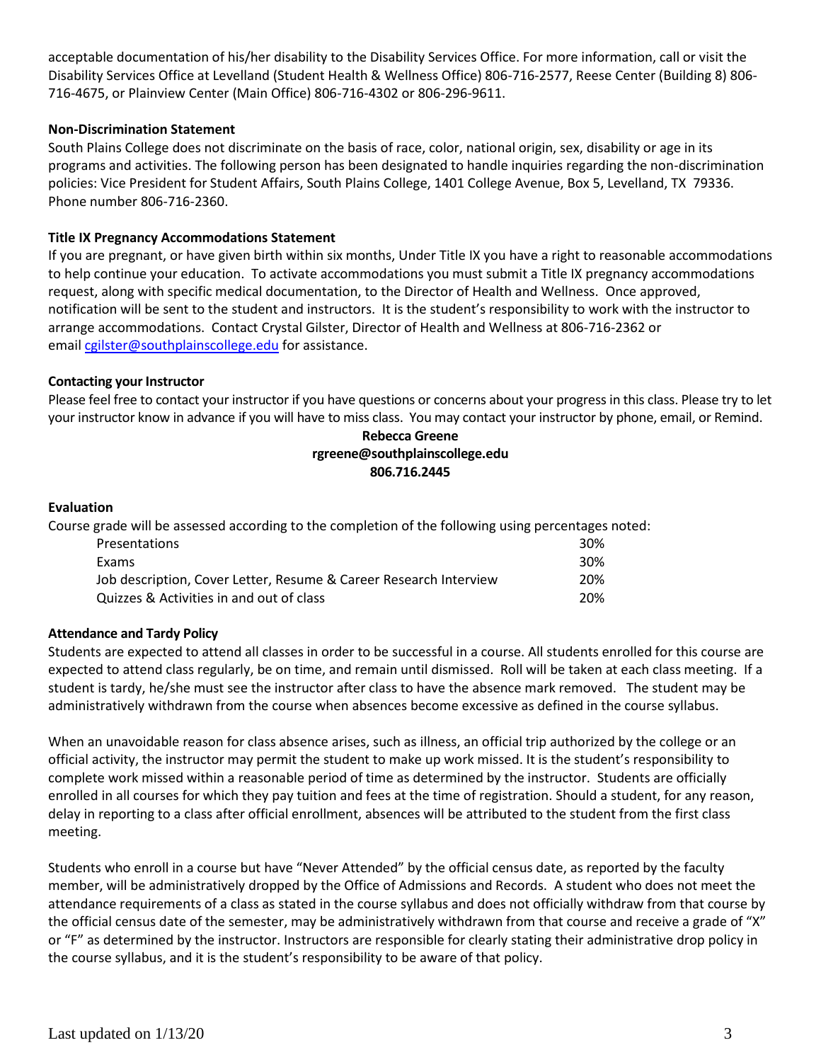acceptable documentation of his/her disability to the Disability Services Office. For more information, call or visit the Disability Services Office at Levelland (Student Health & Wellness Office) 806-716-2577, Reese Center (Building 8) 806-716-4675, or Plainview Center (Main Office) 806-716-4302 or 806-296-9611.

**Non-Discrimination Statement**

South Plains College does not discriminate on the basis of race, color, national origin, sex, disability or age in its programs and activities. The following person has been designated to handle inquiries regarding the non-discrimination policies: Vice President for Student Affairs, South Plains College, 1401 College Avenue, Box 5, Levelland, TX 79336. Phone number 806-716-2360.

**Title IX Pregnancy Accommodations Statement**

If you are pregnant, or have given birth within six months, Under Title IX you have a right to reasonable accommodations to help continue your education. To activate accommodations you must submit a Title IX pregnancy accommodations request, along with specific medical documentation, to the Director of Health and Wellness. Once approved, notification will be sent to the student and instructors. It is the student's responsibility to work with the instructor to arrange accommodations. Contact Crystal Gilster, Director of Health and Wellness at 806-716-2362 or email cgilster@southplainscollege.edu for assistance.

**Contacting your Instructor**

Please feel free to contact your instructor if you have questions or concerns about your progress in this class. Please try to let your instructor know in advance if you will have to miss class. You may contact your instructor by phone, email, or Remind.

**Rebecca Greene**
**rgreene@southplainscollege.edu**
**806.716.2445**

**Evaluation**

Course grade will be assessed according to the completion of the following using percentages noted:

| | |
|---|---|
| Presentations | 30% |
| Exams | 30% |
| Job description, Cover Letter, Resume & Career Research Interview | 20% |
| Quizzes & Activities in and out of class | 20% |

**Attendance and Tardy Policy**

Students are expected to attend all classes in order to be successful in a course. All students enrolled for this course are expected to attend class regularly, be on time, and remain until dismissed. Roll will be taken at each class meeting. If a student is tardy, he/she must see the instructor after class to have the absence mark removed. The student may be administratively withdrawn from the course when absences become excessive as defined in the course syllabus.

When an unavoidable reason for class absence arises, such as illness, an official trip authorized by the college or an official activity, the instructor may permit the student to make up work missed. It is the student's responsibility to complete work missed within a reasonable period of time as determined by the instructor. Students are officially enrolled in all courses for which they pay tuition and fees at the time of registration. Should a student, for any reason, delay in reporting to a class after official enrollment, absences will be attributed to the student from the first class meeting.

Students who enroll in a course but have "Never Attended" by the official census date, as reported by the faculty member, will be administratively dropped by the Office of Admissions and Records. A student who does not meet the attendance requirements of a class as stated in the course syllabus and does not officially withdraw from that course by the official census date of the semester, may be administratively withdrawn from that course and receive a grade of "X" or "F" as determined by the instructor. Instructors are responsible for clearly stating their administrative drop policy in the course syllabus, and it is the student's responsibility to be aware of that policy.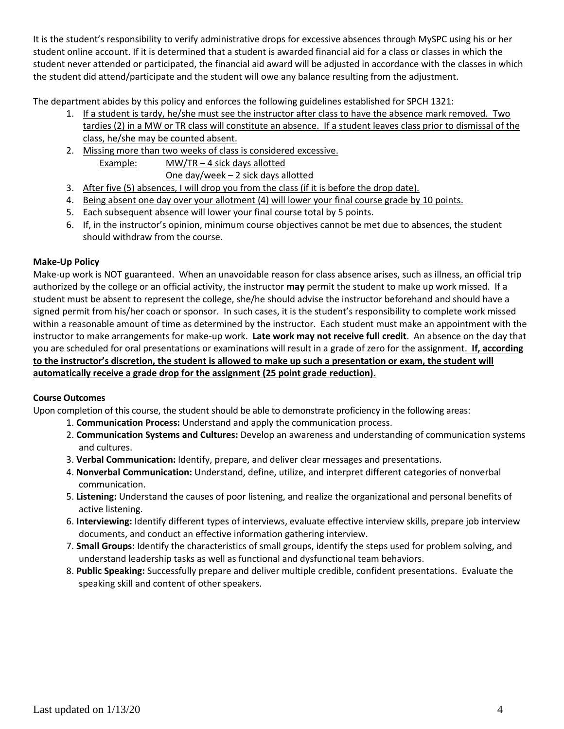It is the student's responsibility to verify administrative drops for excessive absences through MySPC using his or her student online account. If it is determined that a student is awarded financial aid for a class or classes in which the student never attended or participated, the financial aid award will be adjusted in accordance with the classes in which the student did attend/participate and the student will owe any balance resulting from the adjustment.

The department abides by this policy and enforces the following guidelines established for SPCH 1321:

1. If a student is tardy, he/she must see the instructor after class to have the absence mark removed. Two tardies (2) in a MW or TR class will constitute an absence. If a student leaves class prior to dismissal of the class, he/she may be counted absent.
2. Missing more than two weeks of class is considered excessive.
   Example: MW/TR – 4 sick days allotted
   One day/week – 2 sick days allotted
3. After five (5) absences, I will drop you from the class (if it is before the drop date).
4. Being absent one day over your allotment (4) will lower your final course grade by 10 points.
5. Each subsequent absence will lower your final course total by 5 points.
6. If, in the instructor's opinion, minimum course objectives cannot be met due to absences, the student should withdraw from the course.

**Make-Up Policy**

Make-up work is NOT guaranteed. When an unavoidable reason for class absence arises, such as illness, an official trip authorized by the college or an official activity, the instructor **may** permit the student to make up work missed. If a student must be absent to represent the college, she/he should advise the instructor beforehand and should have a signed permit from his/her coach or sponsor. In such cases, it is the student's responsibility to complete work missed within a reasonable amount of time as determined by the instructor. Each student must make an appointment with the instructor to make arrangements for make-up work. **Late work may not receive full credit**. An absence on the day that you are scheduled for oral presentations or examinations will result in a grade of zero for the assignment. **If, according to the instructor's discretion, the student is allowed to make up such a presentation or exam, the student will automatically receive a grade drop for the assignment (25 point grade reduction).**

**Course Outcomes**

Upon completion of this course, the student should be able to demonstrate proficiency in the following areas:

1. **Communication Process:** Understand and apply the communication process.
2. **Communication Systems and Cultures:** Develop an awareness and understanding of communication systems and cultures.
3. **Verbal Communication:** Identify, prepare, and deliver clear messages and presentations.
4. **Nonverbal Communication:** Understand, define, utilize, and interpret different categories of nonverbal communication.
5. **Listening:** Understand the causes of poor listening, and realize the organizational and personal benefits of active listening.
6. **Interviewing:** Identify different types of interviews, evaluate effective interview skills, prepare job interview documents, and conduct an effective information gathering interview.
7. **Small Groups:** Identify the characteristics of small groups, identify the steps used for problem solving, and understand leadership tasks as well as functional and dysfunctional team behaviors.
8. **Public Speaking:** Successfully prepare and deliver multiple credible, confident presentations. Evaluate the speaking skill and content of other speakers.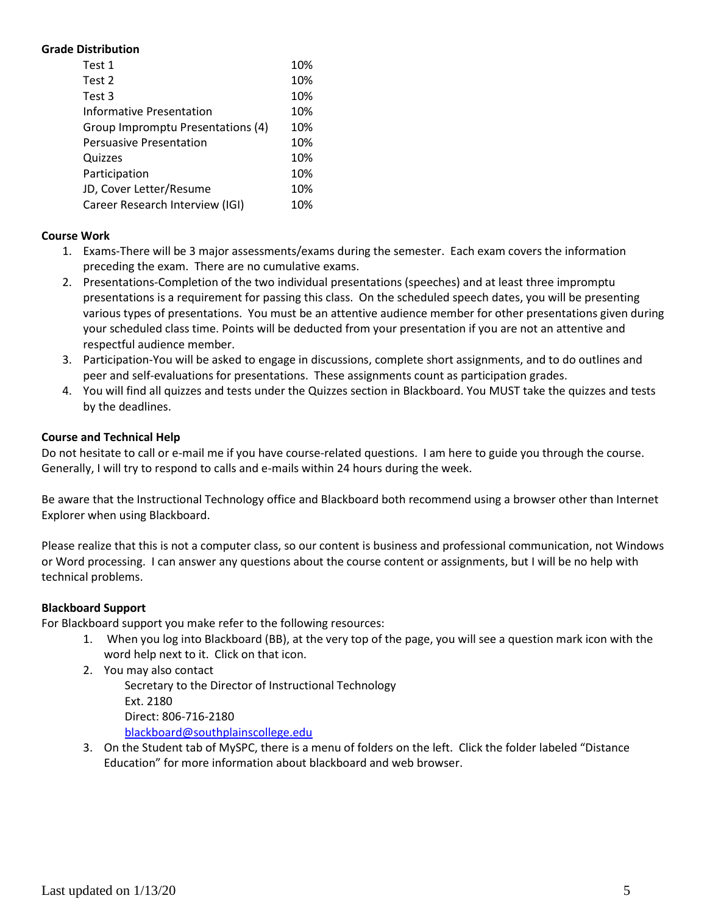**Grade Distribution**

| | |
|---|---|
| Test 1 | 10% |
| Test 2 | 10% |
| Test 3 | 10% |
| Informative Presentation | 10% |
| Group Impromptu Presentations (4) | 10% |
| Persuasive Presentation | 10% |
| Quizzes | 10% |
| Participation | 10% |
| JD, Cover Letter/Resume | 10% |
| Career Research Interview (IGI) | 10% |

**Course Work**

1. Exams-There will be 3 major assessments/exams during the semester. Each exam covers the information preceding the exam. There are no cumulative exams.
2. Presentations-Completion of the two individual presentations (speeches) and at least three impromptu presentations is a requirement for passing this class. On the scheduled speech dates, you will be presenting various types of presentations. You must be an attentive audience member for other presentations given during your scheduled class time. Points will be deducted from your presentation if you are not an attentive and respectful audience member.
3. Participation-You will be asked to engage in discussions, complete short assignments, and to do outlines and peer and self-evaluations for presentations. These assignments count as participation grades.
4. You will find all quizzes and tests under the Quizzes section in Blackboard. You MUST take the quizzes and tests by the deadlines.

**Course and Technical Help**

Do not hesitate to call or e-mail me if you have course-related questions. I am here to guide you through the course. Generally, I will try to respond to calls and e-mails within 24 hours during the week.

Be aware that the Instructional Technology office and Blackboard both recommend using a browser other than Internet Explorer when using Blackboard.

Please realize that this is not a computer class, so our content is business and professional communication, not Windows or Word processing. I can answer any questions about the course content or assignments, but I will be no help with technical problems.

**Blackboard Support**

For Blackboard support you make refer to the following resources:

1. When you log into Blackboard (BB), at the very top of the page, you will see a question mark icon with the word help next to it. Click on that icon.
2. You may also contact
   Secretary to the Director of Instructional Technology
   Ext. 2180
   Direct: 806-716-2180
   blackboard@southplainscollege.edu
3. On the Student tab of MySPC, there is a menu of folders on the left. Click the folder labeled "Distance Education" for more information about blackboard and web browser.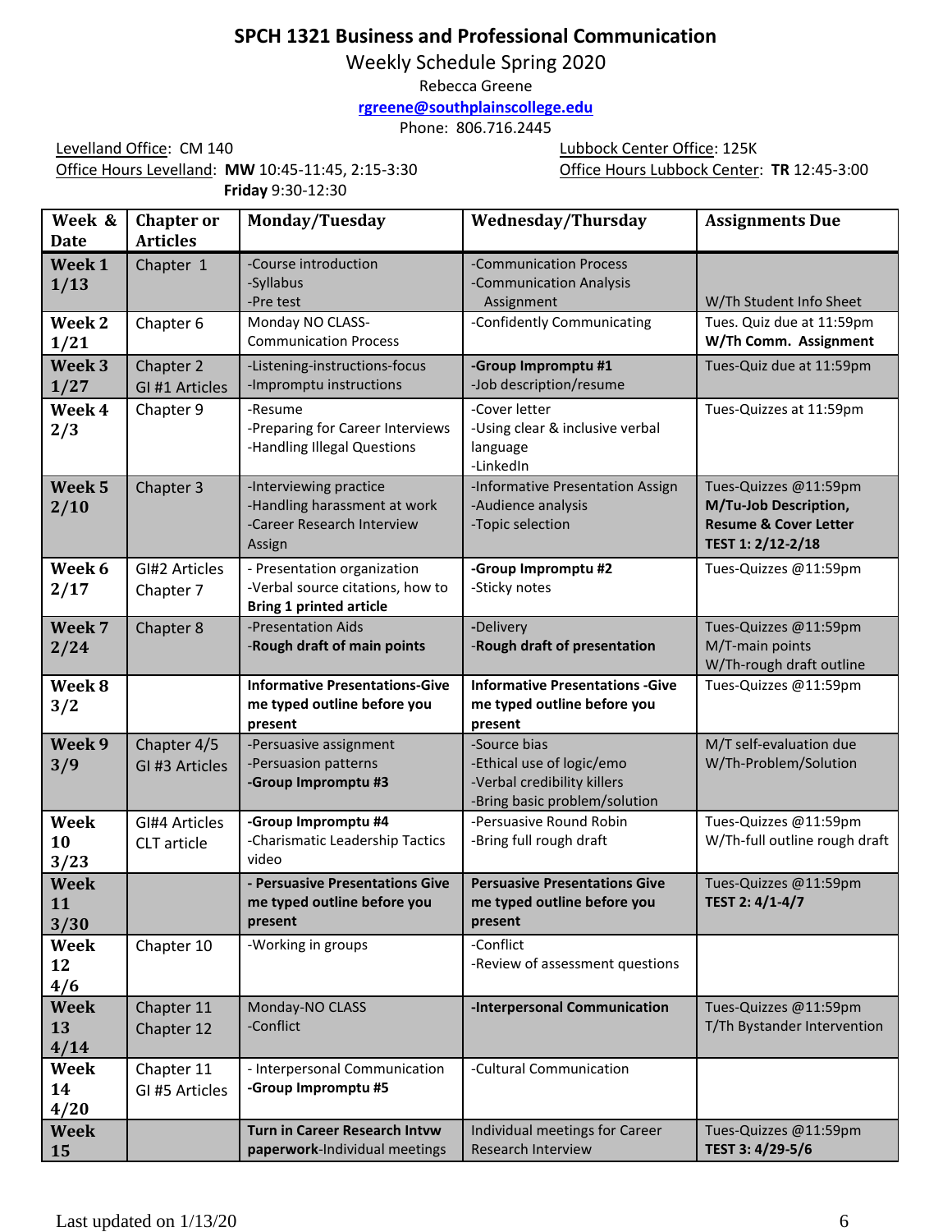# SPCH 1321 Business and Professional Communication

Weekly Schedule Spring 2020

Rebecca Greene

rgreene@southplainscollege.edu

Phone: 806.716.2445

Levelland Office: CM 140
Office Hours Levelland: **MW** 10:45-11:45, 2:15-3:30
**Friday** 9:30-12:30

Lubbock Center Office: 125K
Office Hours Lubbock Center: **TR** 12:45-3:00

| Week & Date | Chapter or Articles | Monday/Tuesday | Wednesday/Thursday | Assignments Due |
|---|---|---|---|---|
| **Week 1 1/13** | Chapter 1 | -Course introduction<br>-Syllabus<br>-Pre test | -Communication Process<br>-Communication Analysis Assignment | W/Th Student Info Sheet |
| **Week 2 1/21** | Chapter 6 | Monday NO CLASS-<br>Communication Process | -Confidently Communicating | Tues. Quiz due at 11:59pm<br>**W/Th Comm. Assignment** |
| **Week 3 1/27** | Chapter 2<br>GI #1 Articles | -Listening-instructions-focus<br>-Impromptu instructions | **-Group Impromptu #1**<br>-Job description/resume | Tues-Quiz due at 11:59pm |
| **Week 4 2/3** | Chapter 9 | -Resume<br>-Preparing for Career Interviews<br>-Handling Illegal Questions | -Cover letter<br>-Using clear & inclusive verbal language<br>-LinkedIn | Tues-Quizzes at 11:59pm |
| **Week 5 2/10** | Chapter 3 | -Interviewing practice<br>-Handling harassment at work<br>-Career Research Interview Assign | -Informative Presentation Assign<br>-Audience analysis<br>-Topic selection | Tues-Quizzes @11:59pm<br>**M/Tu-Job Description, Resume & Cover Letter**<br>**TEST 1: 2/12-2/18** |
| **Week 6 2/17** | GI#2 Articles<br>Chapter 7 | - Presentation organization<br>-Verbal source citations, how to **Bring 1 printed article** | **-Group Impromptu #2**<br>-Sticky notes | Tues-Quizzes @11:59pm |
| **Week 7 2/24** | Chapter 8 | -Presentation Aids<br>-**Rough draft of main points** | -Delivery<br>-**Rough draft of presentation** | Tues-Quizzes @11:59pm<br>M/T-main points<br>W/Th-rough draft outline |
| **Week 8 3/2** | | **Informative Presentations-Give me typed outline before you present** | **Informative Presentations -Give me typed outline before you present** | Tues-Quizzes @11:59pm |
| **Week 9 3/9** | Chapter 4/5<br>GI #3 Articles | -Persuasive assignment<br>-Persuasion patterns<br>**-Group Impromptu #3** | -Source bias<br>-Ethical use of logic/emo<br>-Verbal credibility killers<br>-Bring basic problem/solution | M/T self-evaluation due<br>W/Th-Problem/Solution |
| **Week 10 3/23** | GI#4 Articles<br>CLT article | **-Group Impromptu #4**<br>-Charismatic Leadership Tactics video | -Persuasive Round Robin<br>-Bring full rough draft | Tues-Quizzes @11:59pm<br>W/Th-full outline rough draft |
| **Week 11 3/30** | | **- Persuasive Presentations Give me typed outline before you present** | **Persuasive Presentations Give me typed outline before you present** | Tues-Quizzes @11:59pm<br>**TEST 2: 4/1-4/7** |
| **Week 12 4/6** | Chapter 10 | -Working in groups | -Conflict<br>-Review of assessment questions | |
| **Week 13 4/14** | Chapter 11<br>Chapter 12 | Monday-NO CLASS<br>-Conflict | **-Interpersonal Communication** | Tues-Quizzes @11:59pm<br>T/Th Bystander Intervention |
| **Week 14 4/20** | Chapter 11<br>GI #5 Articles | - Interpersonal Communication<br>**-Group Impromptu #5** | -Cultural Communication | |
| **Week 15** | | **Turn in Career Research Intvw paperwork**-Individual meetings | Individual meetings for Career Research Interview | Tues-Quizzes @11:59pm<br>**TEST 3: 4/29-5/6** |

Last updated on 1/13/20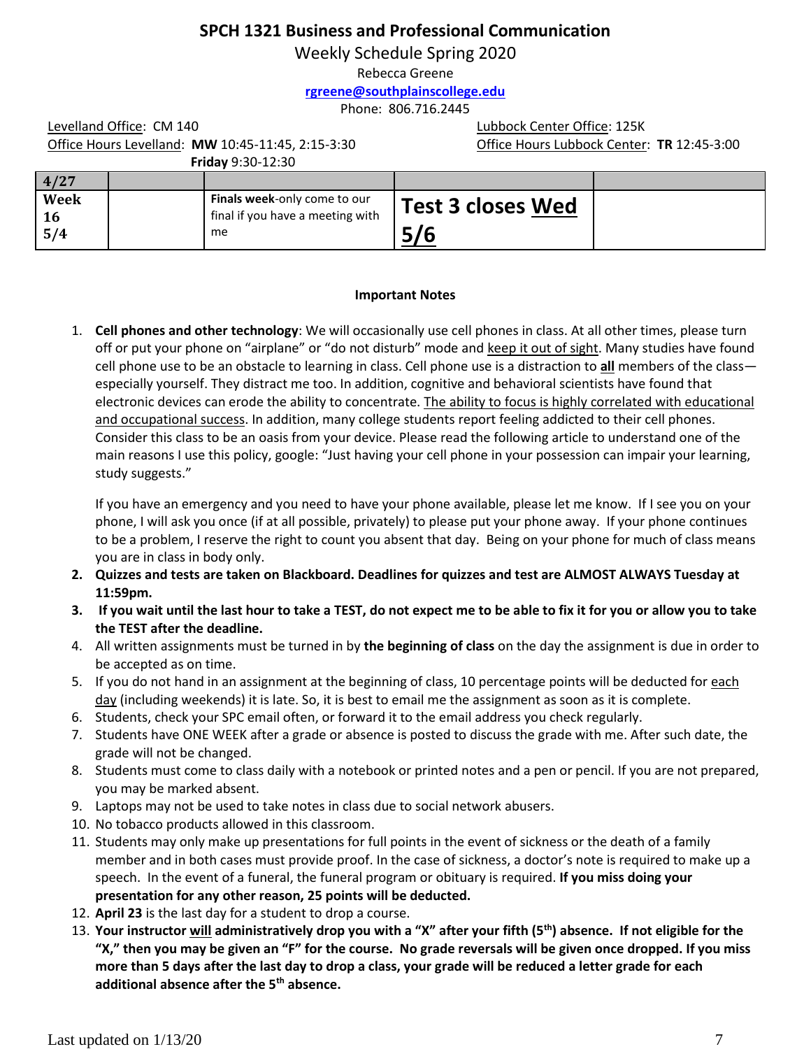**SPCH 1321 Business and Professional Communication**

Weekly Schedule Spring 2020

Rebecca Greene

rgreene@southplainscollege.edu

Phone: 806.716.2445

Levelland Office: CM 140

Office Hours Levelland: **MW** 10:45-11:45, 2:15-3:30

**Friday** 9:30-12:30

Lubbock Center Office: 125K

Office Hours Lubbock Center: **TR** 12:45-3:00

| 4/27 | | | | |
|---|---|---|---|---|
| **Week 16 5/4** | | **Finals week**-only come to our final if you have a meeting with me | **Test 3 closes Wed 5/6** | |

**Important Notes**

1. **Cell phones and other technology**: We will occasionally use cell phones in class. At all other times, please turn off or put your phone on "airplane" or "do not disturb" mode and keep it out of sight. Many studies have found cell phone use to be an obstacle to learning in class. Cell phone use is a distraction to **all** members of the class—especially yourself. They distract me too. In addition, cognitive and behavioral scientists have found that electronic devices can erode the ability to concentrate. The ability to focus is highly correlated with educational and occupational success. In addition, many college students report feeling addicted to their cell phones. Consider this class to be an oasis from your device. Please read the following article to understand one of the main reasons I use this policy, google: "Just having your cell phone in your possession can impair your learning, study suggests."

   If you have an emergency and you need to have your phone available, please let me know. If I see you on your phone, I will ask you once (if at all possible, privately) to please put your phone away. If your phone continues to be a problem, I reserve the right to count you absent that day. Being on your phone for much of class means you are in class in body only.
2. **Quizzes and tests are taken on Blackboard. Deadlines for quizzes and test are ALMOST ALWAYS Tuesday at 11:59pm.**
3. **If you wait until the last hour to take a TEST, do not expect me to be able to fix it for you or allow you to take the TEST after the deadline.**
4. All written assignments must be turned in by **the beginning of class** on the day the assignment is due in order to be accepted as on time.
5. If you do not hand in an assignment at the beginning of class, 10 percentage points will be deducted for each day (including weekends) it is late. So, it is best to email me the assignment as soon as it is complete.
6. Students, check your SPC email often, or forward it to the email address you check regularly.
7. Students have ONE WEEK after a grade or absence is posted to discuss the grade with me. After such date, the grade will not be changed.
8. Students must come to class daily with a notebook or printed notes and a pen or pencil. If you are not prepared, you may be marked absent.
9. Laptops may not be used to take notes in class due to social network abusers.
10. No tobacco products allowed in this classroom.
11. Students may only make up presentations for full points in the event of sickness or the death of a family member and in both cases must provide proof. In the case of sickness, a doctor's note is required to make up a speech. In the event of a funeral, the funeral program or obituary is required. **If you miss doing your presentation for any other reason, 25 points will be deducted.**
12. **April 23** is the last day for a student to drop a course.
13. **Your instructor will administratively drop you with a "X" after your fifth (5th) absence. If not eligible for the "X," then you may be given an "F" for the course. No grade reversals will be given once dropped. If you miss more than 5 days after the last day to drop a class, your grade will be reduced a letter grade for each additional absence after the 5th absence.**

Last updated on 1/13/20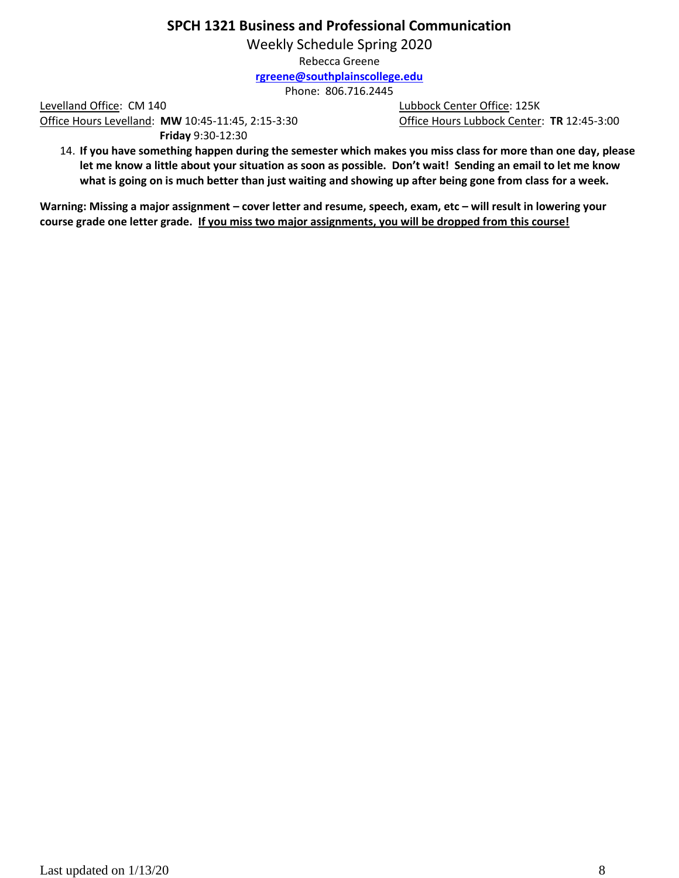**SPCH 1321 Business and Professional Communication**

Weekly Schedule Spring 2020

Rebecca Greene

**rgreene@southplainscollege.edu**

Phone: 806.716.2445

Levelland Office: CM 140

Office Hours Levelland: **MW** 10:45-11:45, 2:15-3:30
**Friday** 9:30-12:30

Lubbock Center Office: 125K

Office Hours Lubbock Center: **TR** 12:45-3:00

14. **If you have something happen during the semester which makes you miss class for more than one day, please let me know a little about your situation as soon as possible. Don't wait! Sending an email to let me know what is going on is much better than just waiting and showing up after being gone from class for a week.**

**Warning: Missing a major assignment – cover letter and resume, speech, exam, etc – will result in lowering your course grade one letter grade. <u>If you miss two major assignments, you will be dropped from this course!</u>**